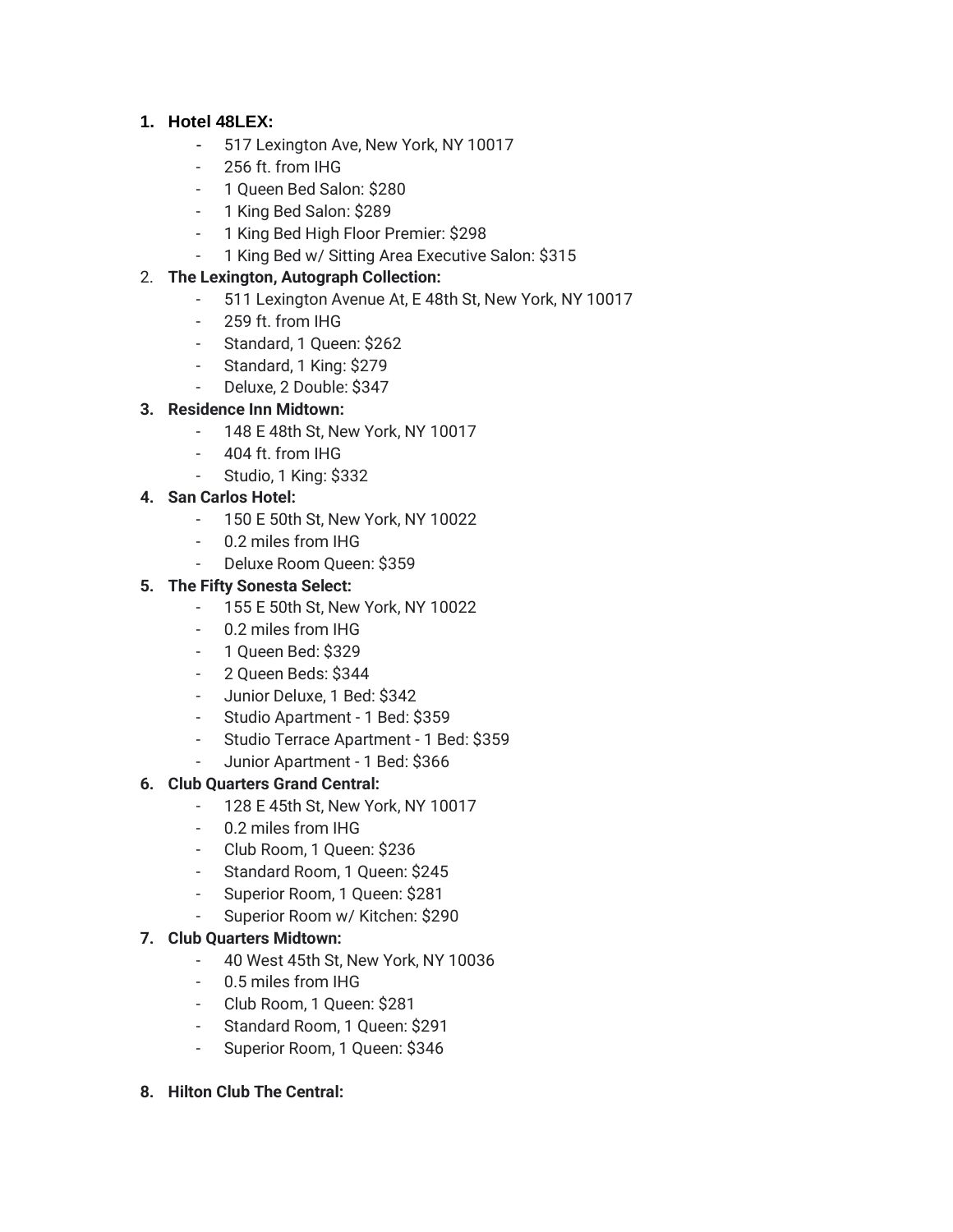1. **Hotel 48LEX:**
    - 517 Lexington Ave, New York, NY 10017
    - 256 ft. from IHG
    - 1 Queen Bed Salon: $280
    - 1 King Bed Salon: $289
    - 1 King Bed High Floor Premier: $298
    - 1 King Bed w/ Sitting Area Executive Salon: $315
2. **The Lexington, Autograph Collection:**
    - 511 Lexington Avenue At, E 48th St, New York, NY 10017
    - 259 ft. from IHG
    - Standard, 1 Queen: $262
    - Standard, 1 King: $279
    - Deluxe, 2 Double: $347
3. **Residence Inn Midtown:**
    - 148 E 48th St, New York, NY 10017
    - 404 ft. from IHG
    - Studio, 1 King: $332
4. **San Carlos Hotel:**
    - 150 E 50th St, New York, NY 10022
    - 0.2 miles from IHG
    - Deluxe Room Queen: $359
5. **The Fifty Sonesta Select:**
    - 155 E 50th St, New York, NY 10022
    - 0.2 miles from IHG
    - 1 Queen Bed: $329
    - 2 Queen Beds: $344
    - Junior Deluxe, 1 Bed: $342
    - Studio Apartment - 1 Bed: $359
    - Studio Terrace Apartment - 1 Bed: $359
    - Junior Apartment - 1 Bed: $366
6. **Club Quarters Grand Central:**
    - 128 E 45th St, New York, NY 10017
    - 0.2 miles from IHG
    - Club Room, 1 Queen: $236
    - Standard Room, 1 Queen: $245
    - Superior Room, 1 Queen: $281
    - Superior Room w/ Kitchen: $290
7. **Club Quarters Midtown:**
    - 40 West 45th St, New York, NY 10036
    - 0.5 miles from IHG
    - Club Room, 1 Queen: $281
    - Standard Room, 1 Queen: $291
    - Superior Room, 1 Queen: $346
8. **Hilton Club The Central:**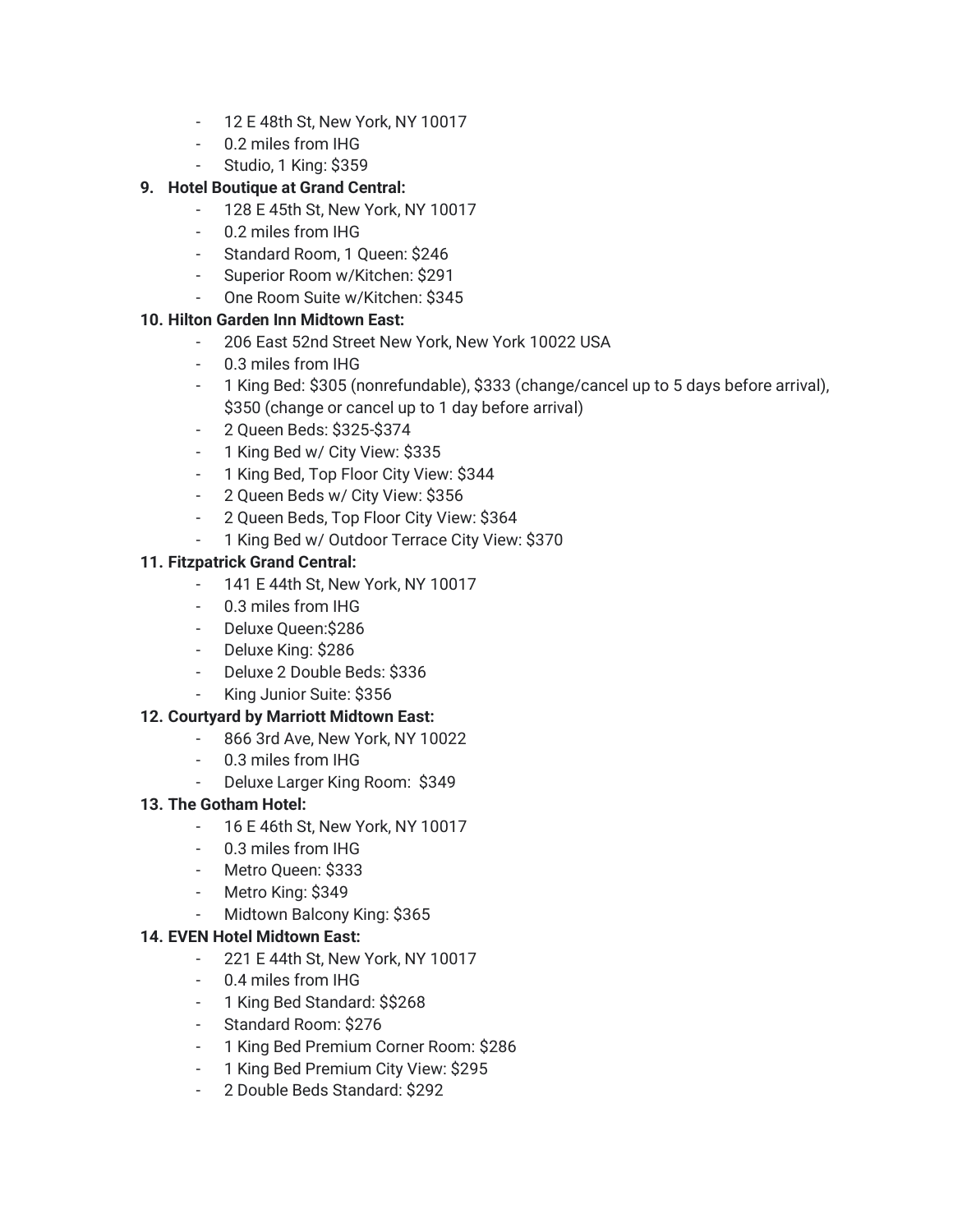- 12 E 48th St, New York, NY 10017
- 0.2 miles from IHG
- Studio, 1 King: $359

9. **Hotel Boutique at Grand Central:**
    - 128 E 45th St, New York, NY 10017
    - 0.2 miles from IHG
    - Standard Room, 1 Queen: $246
    - Superior Room w/Kitchen: $291
    - One Room Suite w/Kitchen: $345
10. **Hilton Garden Inn Midtown East:**
    - 206 East 52nd Street New York, New York 10022 USA
    - 0.3 miles from IHG
    - 1 King Bed: $305 (nonrefundable), $333 (change/cancel up to 5 days before arrival), $350 (change or cancel up to 1 day before arrival)
    - 2 Queen Beds: $325-$374
    - 1 King Bed w/ City View: $335
    - 1 King Bed, Top Floor City View: $344
    - 2 Queen Beds w/ City View: $356
    - 2 Queen Beds, Top Floor City View: $364
    - 1 King Bed w/ Outdoor Terrace City View: $370
11. **Fitzpatrick Grand Central:**
    - 141 E 44th St, New York, NY 10017
    - 0.3 miles from IHG
    - Deluxe Queen:$286
    - Deluxe King: $286
    - Deluxe 2 Double Beds: $336
    - King Junior Suite: $356
12. **Courtyard by Marriott Midtown East:**
    - 866 3rd Ave, New York, NY 10022
    - 0.3 miles from IHG
    - Deluxe Larger King Room: $349
13. **The Gotham Hotel:**
    - 16 E 46th St, New York, NY 10017
    - 0.3 miles from IHG
    - Metro Queen: $333
    - Metro King: $349
    - Midtown Balcony King: $365
14. **EVEN Hotel Midtown East:**
    - 221 E 44th St, New York, NY 10017
    - 0.4 miles from IHG
    - 1 King Bed Standard: $$268
    - Standard Room: $276
    - 1 King Bed Premium Corner Room: $286
    - 1 King Bed Premium City View: $295
    - 2 Double Beds Standard: $292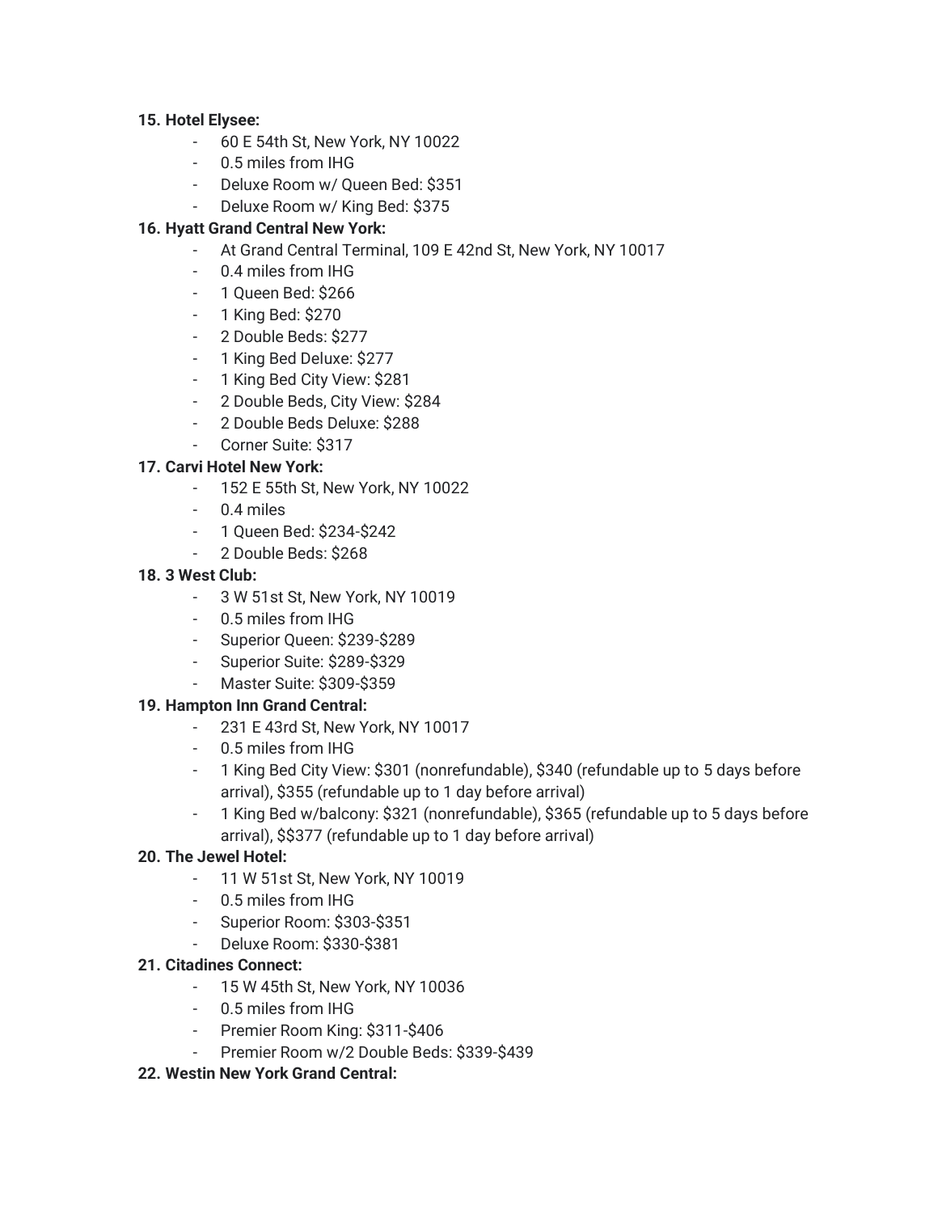**15. Hotel Elysee:**

- 60 E 54th St, New York, NY 10022
- 0.5 miles from IHG
- Deluxe Room w/ Queen Bed: $351
- Deluxe Room w/ King Bed: $375

**16. Hyatt Grand Central New York:**

- At Grand Central Terminal, 109 E 42nd St, New York, NY 10017
- 0.4 miles from IHG
- 1 Queen Bed: $266
- 1 King Bed: $270
- 2 Double Beds: $277
- 1 King Bed Deluxe: $277
- 1 King Bed City View: $281
- 2 Double Beds, City View: $284
- 2 Double Beds Deluxe: $288
- Corner Suite: $317

**17. Carvi Hotel New York:**

- 152 E 55th St, New York, NY 10022
- 0.4 miles
- 1 Queen Bed: $234-$242
- 2 Double Beds: $268

**18. 3 West Club:**

- 3 W 51st St, New York, NY 10019
- 0.5 miles from IHG
- Superior Queen: $239-$289
- Superior Suite: $289-$329
- Master Suite: $309-$359

**19. Hampton Inn Grand Central:**

- 231 E 43rd St, New York, NY 10017
- 0.5 miles from IHG
- 1 King Bed City View: $301 (nonrefundable), $340 (refundable up to 5 days before arrival), $355 (refundable up to 1 day before arrival)
- 1 King Bed w/balcony: $321 (nonrefundable), $365 (refundable up to 5 days before arrival), $$377 (refundable up to 1 day before arrival)

**20. The Jewel Hotel:**

- 11 W 51st St, New York, NY 10019
- 0.5 miles from IHG
- Superior Room: $303-$351
- Deluxe Room: $330-$381

**21. Citadines Connect:**

- 15 W 45th St, New York, NY 10036
- 0.5 miles from IHG
- Premier Room King: $311-$406
- Premier Room w/2 Double Beds: $339-$439

**22. Westin New York Grand Central:**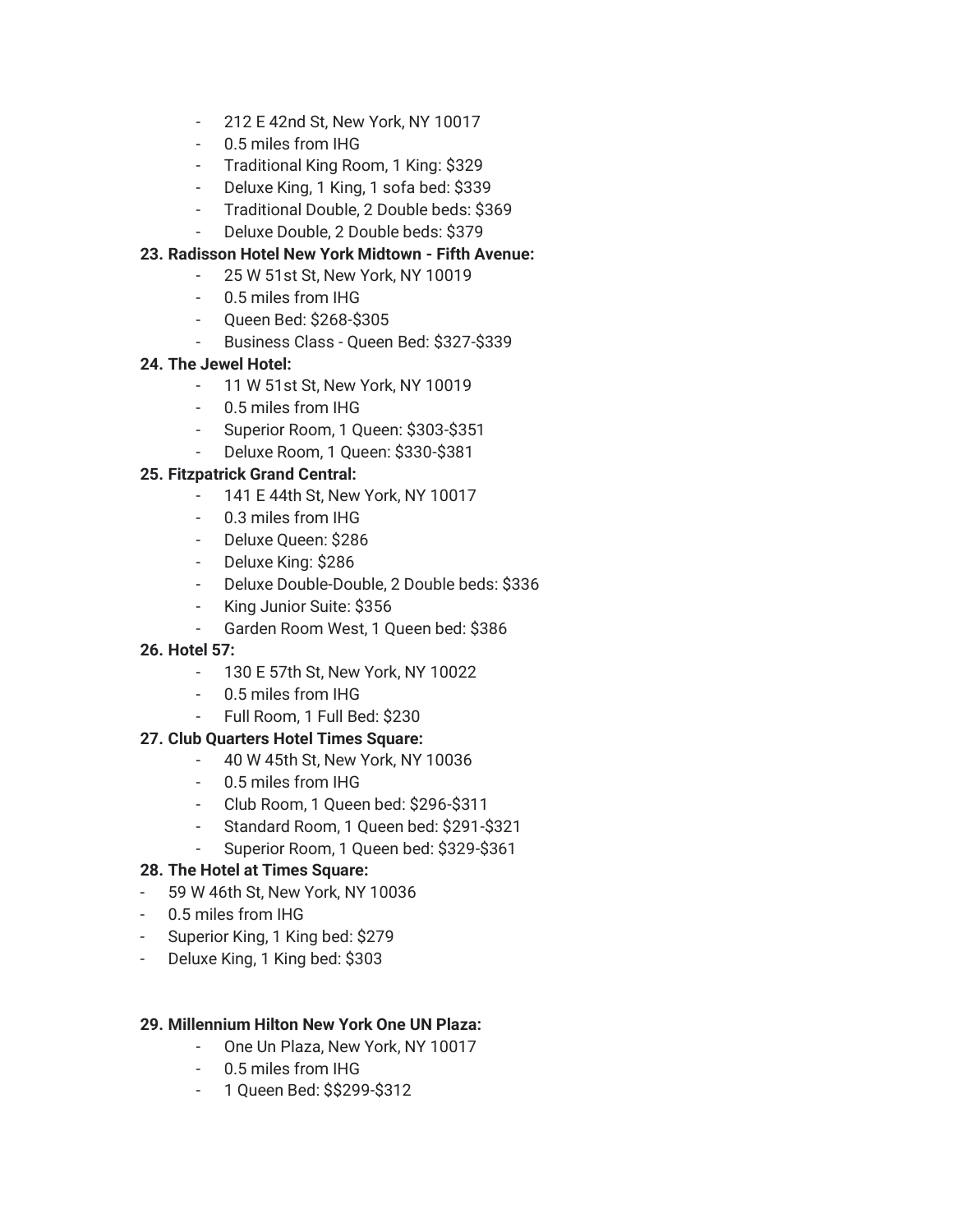- 212 E 42nd St, New York, NY 10017
- 0.5 miles from IHG
- Traditional King Room, 1 King: $329
- Deluxe King, 1 King, 1 sofa bed: $339
- Traditional Double, 2 Double beds: $369
- Deluxe Double, 2 Double beds: $379

**23. Radisson Hotel New York Midtown - Fifth Avenue:**

- 25 W 51st St, New York, NY 10019
- 0.5 miles from IHG
- Queen Bed: $268-$305
- Business Class - Queen Bed: $327-$339

**24. The Jewel Hotel:**

- 11 W 51st St, New York, NY 10019
- 0.5 miles from IHG
- Superior Room, 1 Queen: $303-$351
- Deluxe Room, 1 Queen: $330-$381

**25. Fitzpatrick Grand Central:**

- 141 E 44th St, New York, NY 10017
- 0.3 miles from IHG
- Deluxe Queen: $286
- Deluxe King: $286
- Deluxe Double-Double, 2 Double beds: $336
- King Junior Suite: $356
- Garden Room West, 1 Queen bed: $386

**26. Hotel 57:**

- 130 E 57th St, New York, NY 10022
- 0.5 miles from IHG
- Full Room, 1 Full Bed: $230

**27. Club Quarters Hotel Times Square:**

- 40 W 45th St, New York, NY 10036
- 0.5 miles from IHG
- Club Room, 1 Queen bed: $296-$311
- Standard Room, 1 Queen bed: $291-$321
- Superior Room, 1 Queen bed: $329-$361

**28. The Hotel at Times Square:**

- 59 W 46th St, New York, NY 10036
- 0.5 miles from IHG
- Superior King, 1 King bed: $279
- Deluxe King, 1 King bed: $303

**29. Millennium Hilton New York One UN Plaza:**

- One Un Plaza, New York, NY 10017
- 0.5 miles from IHG
- 1 Queen Bed: $$299-$312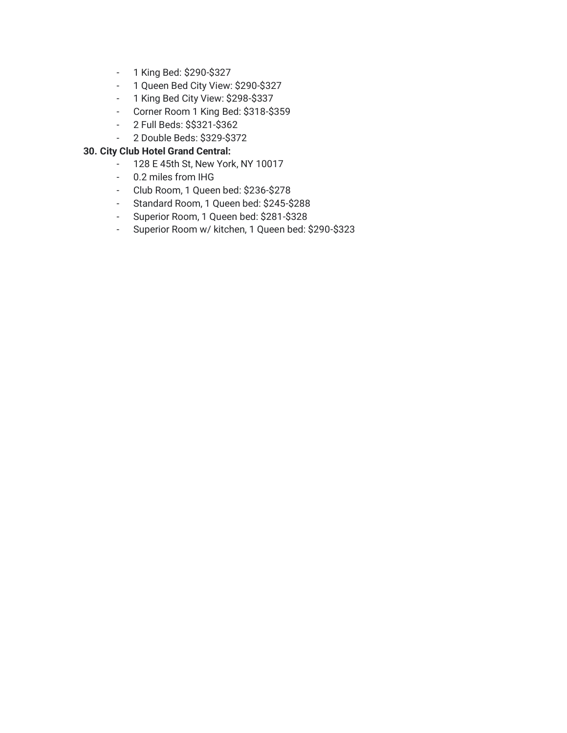- 1 King Bed: $290-$327
- 1 Queen Bed City View: $290-$327
- 1 King Bed City View: $298-$337
- Corner Room 1 King Bed: $318-$359
- 2 Full Beds: $$321-$362
- 2 Double Beds: $329-$372

**30. City Club Hotel Grand Central:**

- 128 E 45th St, New York, NY 10017
- 0.2 miles from IHG
- Club Room, 1 Queen bed: $236-$278
- Standard Room, 1 Queen bed: $245-$288
- Superior Room, 1 Queen bed: $281-$328
- Superior Room w/ kitchen, 1 Queen bed: $290-$323